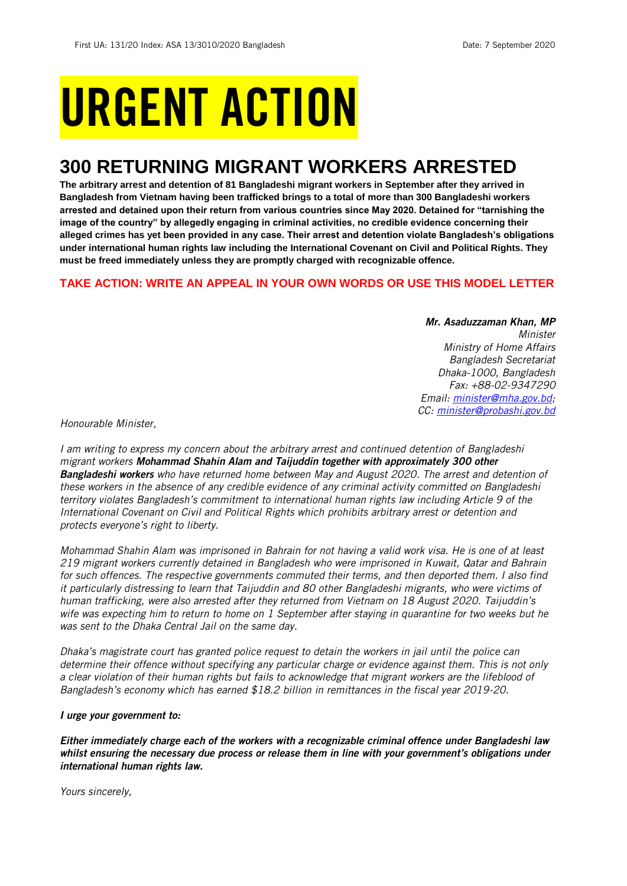First UA: 131/20 Index: ASA 13/3010/2020 Bangladesh Date: 7 September 2020

# URGENT ACTION

## 300 RETURNING MIGRANT WORKERS ARRESTED

**The arbitrary arrest and detention of 81 Bangladeshi migrant workers in September after they arrived in Bangladesh from Vietnam having been trafficked brings to a total of more than 300 Bangladeshi workers arrested and detained upon their return from various countries since May 2020. Detained for "tarnishing the image of the country" by allegedly engaging in criminal activities, no credible evidence concerning their alleged crimes has yet been provided in any case. Their arrest and detention violate Bangladesh's obligations under international human rights law including the International Covenant on Civil and Political Rights. They must be freed immediately unless they are promptly charged with recognizable offence.**

**TAKE ACTION: WRITE AN APPEAL IN YOUR OWN WORDS OR USE THIS MODEL LETTER**

***Mr. Asaduzzaman Khan, MP***
*Minister*
*Ministry of Home Affairs*
*Bangladesh Secretariat*
*Dhaka-1000, Bangladesh*
*Fax: +88-02-9347290*
*Email: minister@mha.gov.bd;*
*CC: minister@probashi.gov.bd*

*Honourable Minister,*

*I am writing to express my concern about the arbitrary arrest and continued detention of Bangladeshi migrant workers **Mohammad Shahin Alam and Taijuddin together with approximately 300 other Bangladeshi workers** who have returned home between May and August 2020. The arrest and detention of these workers in the absence of any credible evidence of any criminal activity committed on Bangladeshi territory violates Bangladesh's commitment to international human rights law including Article 9 of the International Covenant on Civil and Political Rights which prohibits arbitrary arrest or detention and protects everyone's right to liberty.*

*Mohammad Shahin Alam was imprisoned in Bahrain for not having a valid work visa. He is one of at least 219 migrant workers currently detained in Bangladesh who were imprisoned in Kuwait, Qatar and Bahrain for such offences. The respective governments commuted their terms, and then deported them. I also find it particularly distressing to learn that Taijuddin and 80 other Bangladeshi migrants, who were victims of human trafficking, were also arrested after they returned from Vietnam on 18 August 2020. Taijuddin's wife was expecting him to return to home on 1 September after staying in quarantine for two weeks but he was sent to the Dhaka Central Jail on the same day.*

*Dhaka's magistrate court has granted police request to detain the workers in jail until the police can determine their offence without specifying any particular charge or evidence against them. This is not only a clear violation of their human rights but fails to acknowledge that migrant workers are the lifeblood of Bangladesh's economy which has earned $18.2 billion in remittances in the fiscal year 2019-20.*

***I urge your government to:***

***Either immediately charge each of the workers with a recognizable criminal offence under Bangladeshi law whilst ensuring the necessary due process or release them in line with your government's obligations under international human rights law.***

*Yours sincerely,*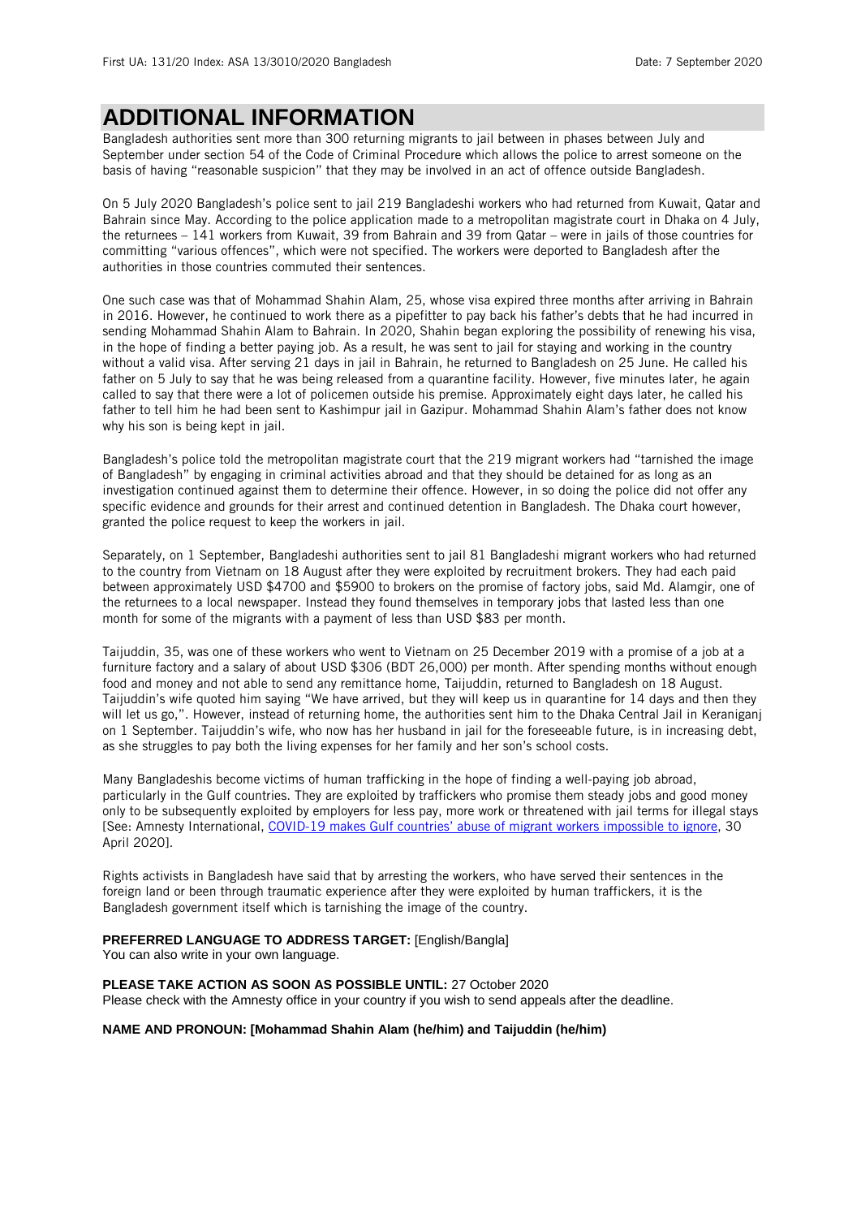## ADDITIONAL INFORMATION

Bangladesh authorities sent more than 300 returning migrants to jail between in phases between July and September under section 54 of the Code of Criminal Procedure which allows the police to arrest someone on the basis of having "reasonable suspicion" that they may be involved in an act of offence outside Bangladesh.

On 5 July 2020 Bangladesh's police sent to jail 219 Bangladeshi workers who had returned from Kuwait, Qatar and Bahrain since May. According to the police application made to a metropolitan magistrate court in Dhaka on 4 July, the returnees – 141 workers from Kuwait, 39 from Bahrain and 39 from Qatar – were in jails of those countries for committing "various offences", which were not specified. The workers were deported to Bangladesh after the authorities in those countries commuted their sentences.

One such case was that of Mohammad Shahin Alam, 25, whose visa expired three months after arriving in Bahrain in 2016. However, he continued to work there as a pipefitter to pay back his father's debts that he had incurred in sending Mohammad Shahin Alam to Bahrain. In 2020, Shahin began exploring the possibility of renewing his visa, in the hope of finding a better paying job. As a result, he was sent to jail for staying and working in the country without a valid visa. After serving 21 days in jail in Bahrain, he returned to Bangladesh on 25 June. He called his father on 5 July to say that he was being released from a quarantine facility. However, five minutes later, he again called to say that there were a lot of policemen outside his premise. Approximately eight days later, he called his father to tell him he had been sent to Kashimpur jail in Gazipur. Mohammad Shahin Alam's father does not know why his son is being kept in jail.

Bangladesh's police told the metropolitan magistrate court that the 219 migrant workers had "tarnished the image of Bangladesh" by engaging in criminal activities abroad and that they should be detained for as long as an investigation continued against them to determine their offence. However, in so doing the police did not offer any specific evidence and grounds for their arrest and continued detention in Bangladesh. The Dhaka court however, granted the police request to keep the workers in jail.

Separately, on 1 September, Bangladeshi authorities sent to jail 81 Bangladeshi migrant workers who had returned to the country from Vietnam on 18 August after they were exploited by recruitment brokers. They had each paid between approximately USD $4700 and $5900 to brokers on the promise of factory jobs, said Md. Alamgir, one of the returnees to a local newspaper. Instead they found themselves in temporary jobs that lasted less than one month for some of the migrants with a payment of less than USD $83 per month.

Taijuddin, 35, was one of these workers who went to Vietnam on 25 December 2019 with a promise of a job at a furniture factory and a salary of about USD $306 (BDT 26,000) per month. After spending months without enough food and money and not able to send any remittance home, Taijuddin, returned to Bangladesh on 18 August. Taijuddin's wife quoted him saying "We have arrived, but they will keep us in quarantine for 14 days and then they will let us go,". However, instead of returning home, the authorities sent him to the Dhaka Central Jail in Keraniganj on 1 September. Taijuddin's wife, who now has her husband in jail for the foreseeable future, is in increasing debt, as she struggles to pay both the living expenses for her family and her son's school costs.

Many Bangladeshis become victims of human trafficking in the hope of finding a well-paying job abroad, particularly in the Gulf countries. They are exploited by traffickers who promise them steady jobs and good money only to be subsequently exploited by employers for less pay, more work or threatened with jail terms for illegal stays [See: Amnesty International, COVID-19 makes Gulf countries' abuse of migrant workers impossible to ignore, 30 April 2020].

Rights activists in Bangladesh have said that by arresting the workers, who have served their sentences in the foreign land or been through traumatic experience after they were exploited by human traffickers, it is the Bangladesh government itself which is tarnishing the image of the country.

**PREFERRED LANGUAGE TO ADDRESS TARGET:** [English/Bangla]
You can also write in your own language.

**PLEASE TAKE ACTION AS SOON AS POSSIBLE UNTIL:** 27 October 2020
Please check with the Amnesty office in your country if you wish to send appeals after the deadline.

**NAME AND PRONOUN: [Mohammad Shahin Alam (he/him) and Taijuddin (he/him)**